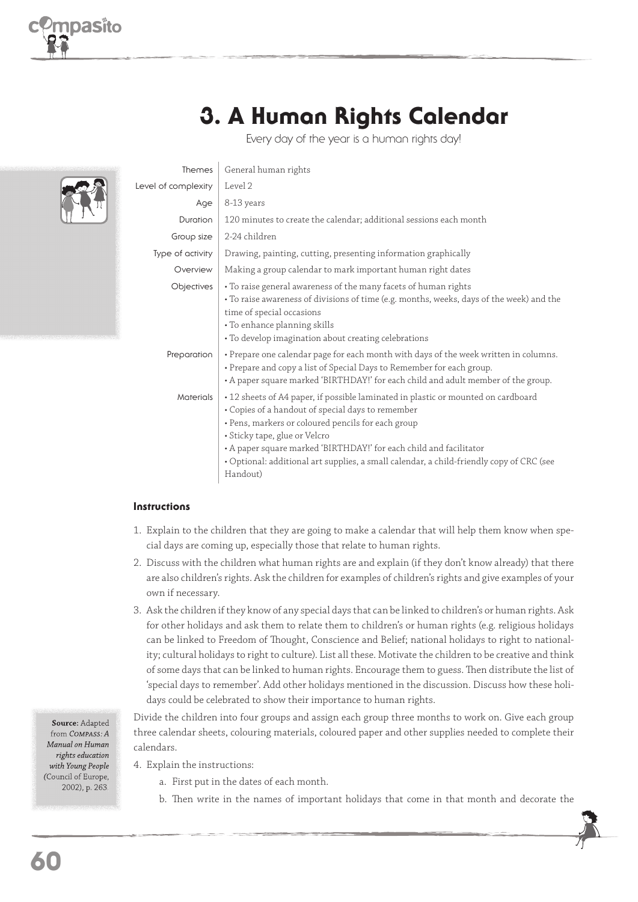# 3. A Human Rights Calendar

Every day of the year is a human rights day!

| | |
|---|---|
| Themes | General human rights |
| Level of complexity | Level 2 |
| Age | 8-13 years |
| Duration | 120 minutes to create the calendar; additional sessions each month |
| Group size | 2-24 children |
| Type of activity | Drawing, painting, cutting, presenting information graphically |
| Overview | Making a group calendar to mark important human right dates |
| Objectives | • To raise general awareness of the many facets of human rights<br>• To raise awareness of divisions of time (e.g. months, weeks, days of the week) and the time of special occasions<br>• To enhance planning skills<br>• To develop imagination about creating celebrations |
| Preparation | • Prepare one calendar page for each month with days of the week written in columns.<br>• Prepare and copy a list of Special Days to Remember for each group.<br>• A paper square marked 'BIRTHDAY!' for each child and adult member of the group. |
| Materials | • 12 sheets of A4 paper, if possible laminated in plastic or mounted on cardboard<br>• Copies of a handout of special days to remember<br>• Pens, markers or coloured pencils for each group<br>• Sticky tape, glue or Velcro<br>• A paper square marked 'BIRTHDAY!' for each child and facilitator<br>• Optional: additional art supplies, a small calendar, a child-friendly copy of CRC (see Handout) |

### Instructions

1. Explain to the children that they are going to make a calendar that will help them know when special days are coming up, especially those that relate to human rights.
2. Discuss with the children what human rights are and explain (if they don't know already) that there are also children's rights. Ask the children for examples of children's rights and give examples of your own if necessary.
3. Ask the children if they know of any special days that can be linked to children's or human rights. Ask for other holidays and ask them to relate them to children's or human rights (e.g. religious holidays can be linked to Freedom of Thought, Conscience and Belief; national holidays to right to nationality; cultural holidays to right to culture). List all these. Motivate the children to be creative and think of some days that can be linked to human rights. Encourage them to guess. Then distribute the list of 'special days to remember'. Add other holidays mentioned in the discussion. Discuss how these holidays could be celebrated to show their importance to human rights.

Divide the children into four groups and assign each group three months to work on. Give each group three calendar sheets, colouring materials, coloured paper and other supplies needed to complete their calendars.

4. Explain the instructions:
   a. First put in the dates of each month.
   b. Then write in the names of important holidays that come in that month and decorate the

**Source:** Adapted from *COMPASS: A Manual on Human rights education with Young People* (Council of Europe, 2002), p. 263.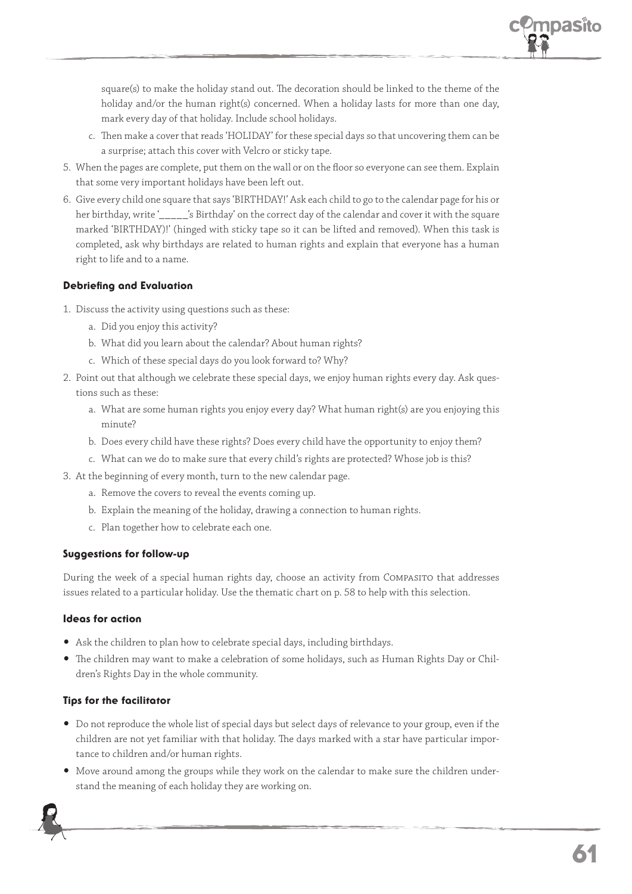square(s) to make the holiday stand out. The decoration should be linked to the theme of the holiday and/or the human right(s) concerned. When a holiday lasts for more than one day, mark every day of that holiday. Include school holidays.

c. Then make a cover that reads 'HOLIDAY' for these special days so that uncovering them can be a surprise; attach this cover with Velcro or sticky tape.

5. When the pages are complete, put them on the wall or on the floor so everyone can see them. Explain that some very important holidays have been left out.
6. Give every child one square that says 'BIRTHDAY!' Ask each child to go to the calendar page for his or her birthday, write '_____'s Birthday' on the correct day of the calendar and cover it with the square marked 'BIRTHDAY)!' (hinged with sticky tape so it can be lifted and removed). When this task is completed, ask why birthdays are related to human rights and explain that everyone has a human right to life and to a name.

#### Debriefing and Evaluation

1. Discuss the activity using questions such as these:
   a. Did you enjoy this activity?
   b. What did you learn about the calendar? About human rights?
   c. Which of these special days do you look forward to? Why?
2. Point out that although we celebrate these special days, we enjoy human rights every day. Ask questions such as these:
   a. What are some human rights you enjoy every day? What human right(s) are you enjoying this minute?
   b. Does every child have these rights? Does every child have the opportunity to enjoy them?
   c. What can we do to make sure that every child's rights are protected? Whose job is this?
3. At the beginning of every month, turn to the new calendar page.
   a. Remove the covers to reveal the events coming up.
   b. Explain the meaning of the holiday, drawing a connection to human rights.
   c. Plan together how to celebrate each one.

#### Suggestions for follow-up

During the week of a special human rights day, choose an activity from COMPASITO that addresses issues related to a particular holiday. Use the thematic chart on p. 58 to help with this selection.

#### Ideas for action

- Ask the children to plan how to celebrate special days, including birthdays.
- The children may want to make a celebration of some holidays, such as Human Rights Day or Children's Rights Day in the whole community.

#### Tips for the facilitator

- Do not reproduce the whole list of special days but select days of relevance to your group, even if the children are not yet familiar with that holiday. The days marked with a star have particular importance to children and/or human rights.
- Move around among the groups while they work on the calendar to make sure the children understand the meaning of each holiday they are working on.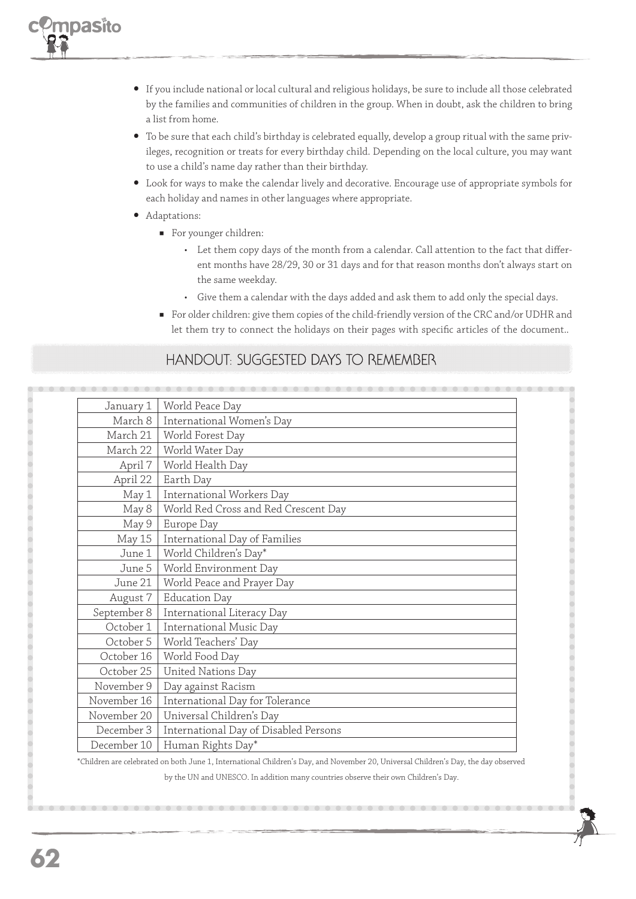- If you include national or local cultural and religious holidays, be sure to include all those celebrated by the families and communities of children in the group. When in doubt, ask the children to bring a list from home.
- To be sure that each child's birthday is celebrated equally, develop a group ritual with the same privileges, recognition or treats for every birthday child. Depending on the local culture, you may want to use a child's name day rather than their birthday.
- Look for ways to make the calendar lively and decorative. Encourage use of appropriate symbols for each holiday and names in other languages where appropriate.
- Adaptations:
  - For younger children:
    - Let them copy days of the month from a calendar. Call attention to the fact that different months have 28/29, 30 or 31 days and for that reason months don't always start on the same weekday.
    - Give them a calendar with the days added and ask them to add only the special days.
  - For older children: give them copies of the child-friendly version of the CRC and/or UDHR and let them try to connect the holidays on their pages with specific articles of the document..

## HANDOUT: SUGGESTED DAYS TO REMEMBER

| Date | Day |
|---|---|
| January 1 | World Peace Day |
| March 8 | International Women's Day |
| March 21 | World Forest Day |
| March 22 | World Water Day |
| April 7 | World Health Day |
| April 22 | Earth Day |
| May 1 | International Workers Day |
| May 8 | World Red Cross and Red Crescent Day |
| May 9 | Europe Day |
| May 15 | International Day of Families |
| June 1 | World Children's Day* |
| June 5 | World Environment Day |
| June 21 | World Peace and Prayer Day |
| August 7 | Education Day |
| September 8 | International Literacy Day |
| October 1 | International Music Day |
| October 5 | World Teachers' Day |
| October 16 | World Food Day |
| October 25 | United Nations Day |
| November 9 | Day against Racism |
| November 16 | International Day for Tolerance |
| November 20 | Universal Children's Day |
| December 3 | International Day of Disabled Persons |
| December 10 | Human Rights Day* |

*Children are celebrated on both June 1, International Children's Day, and November 20, Universal Children's Day, the day observed by the UN and UNESCO. In addition many countries observe their own Children's Day.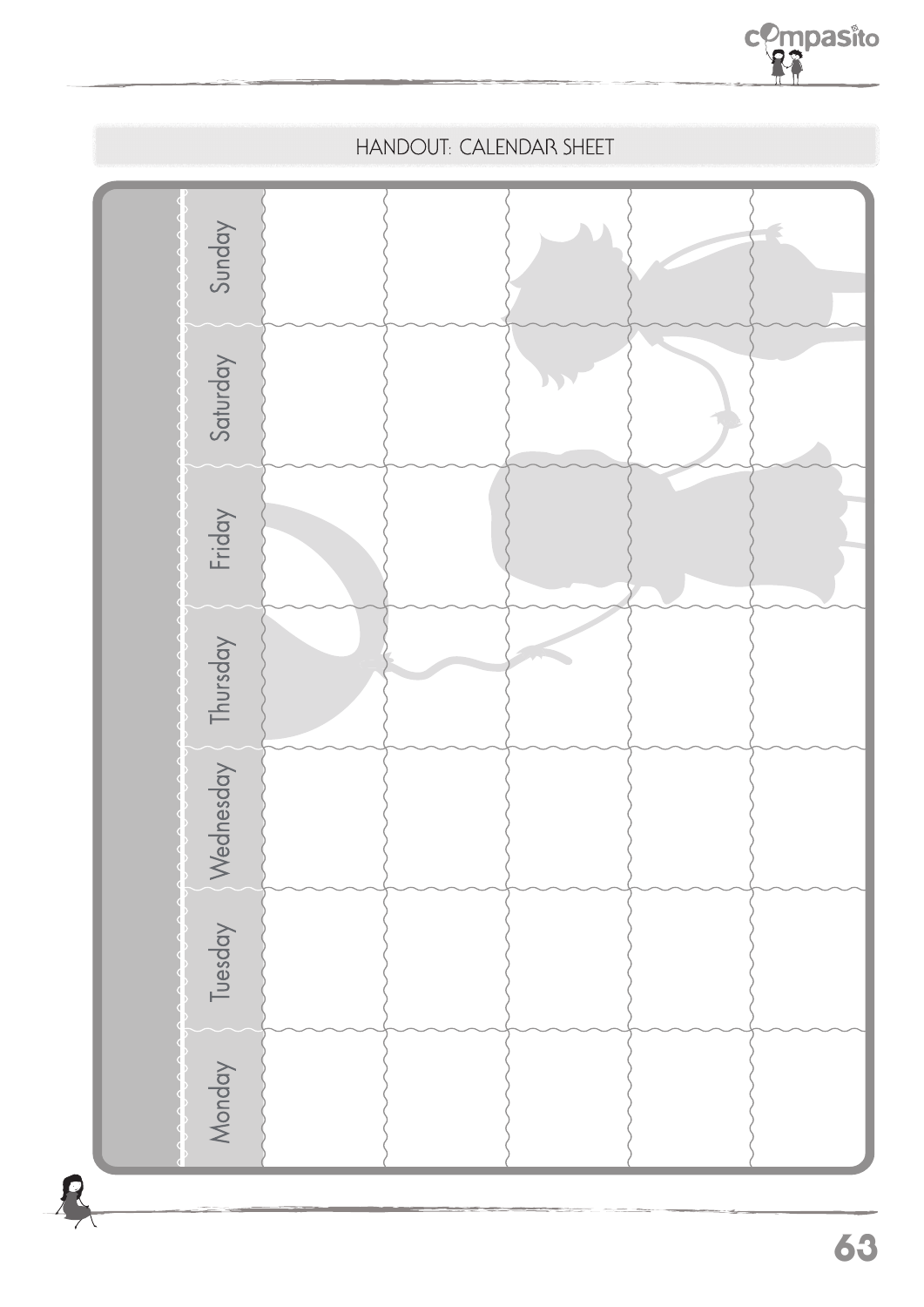## HANDOUT: CALENDAR SHEET

| Monday | Tuesday | Wednesday | Thursday | Friday | Saturday | Sunday |
|---|---|---|---|---|---|---|
| | | | | | | |
| | | | | | | |
| | | | | | | |
| | | | | | | |
| | | | | | | |